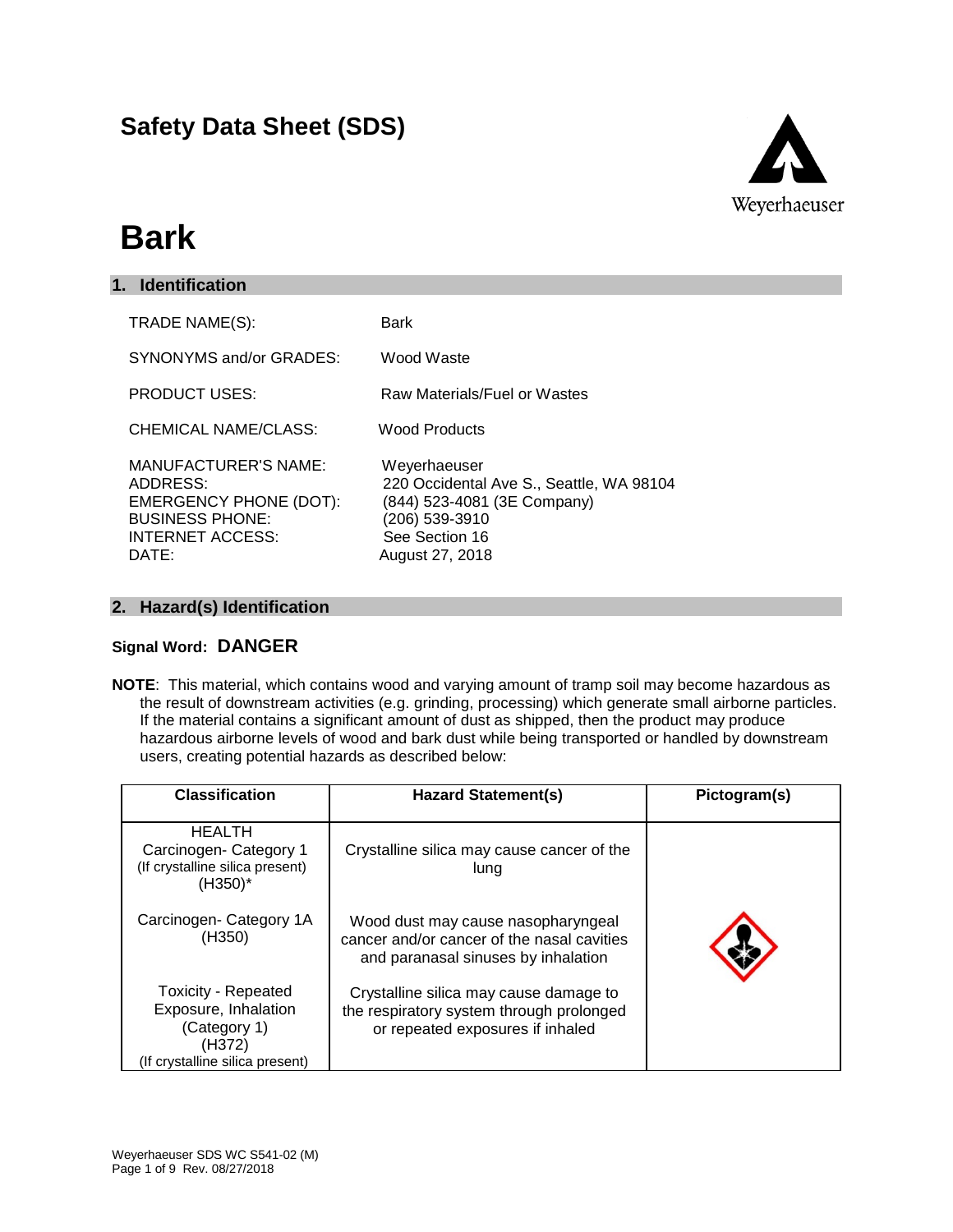# Safety Data Sheet (SDS)

# Bark

## 1. Identification

| | |
|---|---|
| TRADE NAME(S): | Bark |
| SYNONYMS and/or GRADES: | Wood Waste |
| PRODUCT USES: | Raw Materials/Fuel or Wastes |
| CHEMICAL NAME/CLASS: | Wood Products |
| MANUFACTURER'S NAME: | Weyerhaeuser |
| ADDRESS: | 220 Occidental Ave S., Seattle, WA 98104 |
| EMERGENCY PHONE (DOT): | (844) 523-4081 (3E Company) |
| BUSINESS PHONE: | (206) 539-3910 |
| INTERNET ACCESS: | See Section 16 |
| DATE: | August 27, 2018 |

## 2. Hazard(s) Identification

**Signal Word: DANGER**

**NOTE**: This material, which contains wood and varying amount of tramp soil may become hazardous as the result of downstream activities (e.g. grinding, processing) which generate small airborne particles. If the material contains a significant amount of dust as shipped, then the product may produce hazardous airborne levels of wood and bark dust while being transported or handled by downstream users, creating potential hazards as described below:

| Classification | Hazard Statement(s) | Pictogram(s) |
|---|---|---|
| HEALTH<br>Carcinogen- Category 1<br>(If crystalline silica present)<br>(H350)* | Crystalline silica may cause cancer of the lung | |
| Carcinogen- Category 1A<br>(H350) | Wood dust may cause nasopharyngeal cancer and/or cancer of the nasal cavities and paranasal sinuses by inhalation | |
| Toxicity - Repeated Exposure, Inhalation<br>(Category 1)<br>(H372)<br>(If crystalline silica present) | Crystalline silica may cause damage to the respiratory system through prolonged or repeated exposures if inhaled | |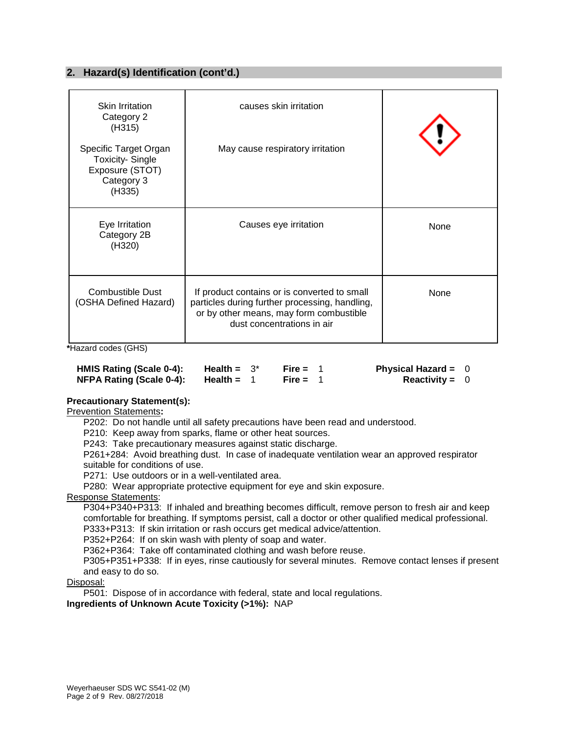## 2. Hazard(s) Identification (cont'd.)

| | | |
|---|---|---|
| Skin Irritation Category 2 (H315)<br><br>Specific Target Organ Toxicity- Single Exposure (STOT) Category 3 (H335) | causes skin irritation<br><br>May cause respiratory irritation | |
| Eye Irritation Category 2B (H320) | Causes eye irritation | None |
| Combustible Dust (OSHA Defined Hazard) | If product contains or is converted to small particles during further processing, handling, or by other means, may form combustible dust concentrations in air | None |

***Hazard codes (GHS)**

| | | | |
|---|---|---|---|
| **HMIS Rating (Scale 0-4):** | **Health =** 3* | **Fire =** 1 | **Physical Hazard =** 0 |
| **NFPA Rating (Scale 0-4):** | **Health =** 1 | **Fire =** 1 | **Reactivity =** 0 |

**Precautionary Statement(s):**

Prevention Statements**:**

P202: Do not handle until all safety precautions have been read and understood.

P210: Keep away from sparks, flame or other heat sources.

P243: Take precautionary measures against static discharge.

P261+284: Avoid breathing dust. In case of inadequate ventilation wear an approved respirator suitable for conditions of use.

P271: Use outdoors or in a well-ventilated area.

P280: Wear appropriate protective equipment for eye and skin exposure.

Response Statements:

P304+P340+P313: If inhaled and breathing becomes difficult, remove person to fresh air and keep comfortable for breathing. If symptoms persist, call a doctor or other qualified medical professional.

P333+P313: If skin irritation or rash occurs get medical advice/attention.

P352+P264: If on skin wash with plenty of soap and water.

P362+P364: Take off contaminated clothing and wash before reuse.

P305+P351+P338: If in eyes, rinse cautiously for several minutes. Remove contact lenses if present and easy to do so.

Disposal:

P501: Dispose of in accordance with federal, state and local regulations.

**Ingredients of Unknown Acute Toxicity (>1%):** NAP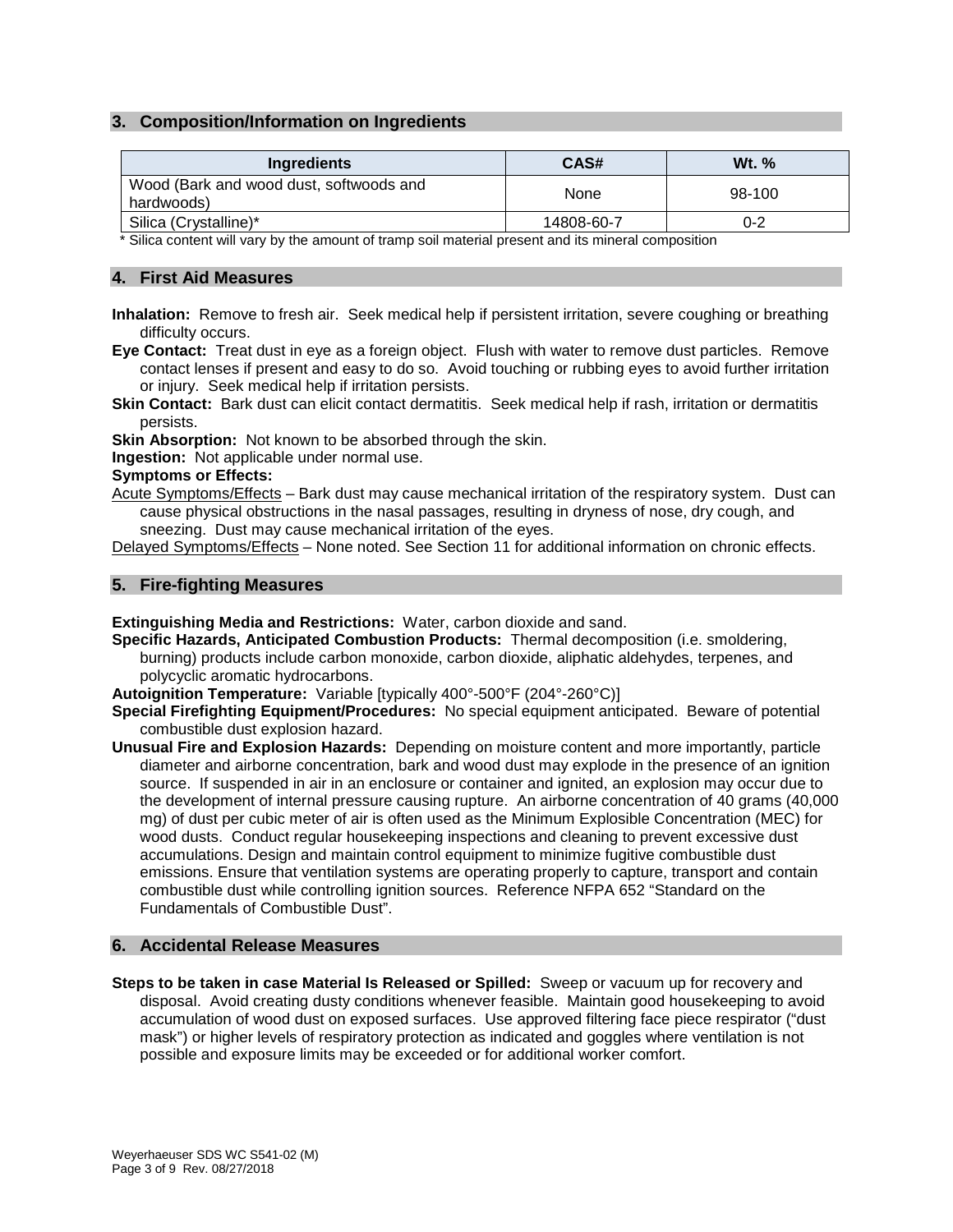## 3. Composition/Information on Ingredients

| Ingredients | CAS# | Wt. % |
|---|---|---|
| Wood (Bark and wood dust, softwoods and hardwoods) | None | 98-100 |
| Silica (Crystalline)* | 14808-60-7 | 0-2 |

\* Silica content will vary by the amount of tramp soil material present and its mineral composition

## 4. First Aid Measures

**Inhalation:** Remove to fresh air. Seek medical help if persistent irritation, severe coughing or breathing difficulty occurs.

**Eye Contact:** Treat dust in eye as a foreign object. Flush with water to remove dust particles. Remove contact lenses if present and easy to do so. Avoid touching or rubbing eyes to avoid further irritation or injury. Seek medical help if irritation persists.

**Skin Contact:** Bark dust can elicit contact dermatitis. Seek medical help if rash, irritation or dermatitis persists.

**Skin Absorption:** Not known to be absorbed through the skin.

**Ingestion:** Not applicable under normal use.

**Symptoms or Effects:**

Acute Symptoms/Effects – Bark dust may cause mechanical irritation of the respiratory system. Dust can cause physical obstructions in the nasal passages, resulting in dryness of nose, dry cough, and sneezing. Dust may cause mechanical irritation of the eyes.

Delayed Symptoms/Effects – None noted. See Section 11 for additional information on chronic effects.

## 5. Fire-fighting Measures

**Extinguishing Media and Restrictions:** Water, carbon dioxide and sand.

**Specific Hazards, Anticipated Combustion Products:** Thermal decomposition (i.e. smoldering, burning) products include carbon monoxide, carbon dioxide, aliphatic aldehydes, terpenes, and polycyclic aromatic hydrocarbons.

**Autoignition Temperature:** Variable [typically 400°-500°F (204°-260°C)]

**Special Firefighting Equipment/Procedures:** No special equipment anticipated. Beware of potential combustible dust explosion hazard.

**Unusual Fire and Explosion Hazards:** Depending on moisture content and more importantly, particle diameter and airborne concentration, bark and wood dust may explode in the presence of an ignition source. If suspended in air in an enclosure or container and ignited, an explosion may occur due to the development of internal pressure causing rupture. An airborne concentration of 40 grams (40,000 mg) of dust per cubic meter of air is often used as the Minimum Explosible Concentration (MEC) for wood dusts. Conduct regular housekeeping inspections and cleaning to prevent excessive dust accumulations. Design and maintain control equipment to minimize fugitive combustible dust emissions. Ensure that ventilation systems are operating properly to capture, transport and contain combustible dust while controlling ignition sources. Reference NFPA 652 "Standard on the Fundamentals of Combustible Dust".

## 6. Accidental Release Measures

**Steps to be taken in case Material Is Released or Spilled:** Sweep or vacuum up for recovery and disposal. Avoid creating dusty conditions whenever feasible. Maintain good housekeeping to avoid accumulation of wood dust on exposed surfaces. Use approved filtering face piece respirator ("dust mask") or higher levels of respiratory protection as indicated and goggles where ventilation is not possible and exposure limits may be exceeded or for additional worker comfort.

Weyerhaeuser SDS WC S541-02 (M)
Rev. 08/27/2018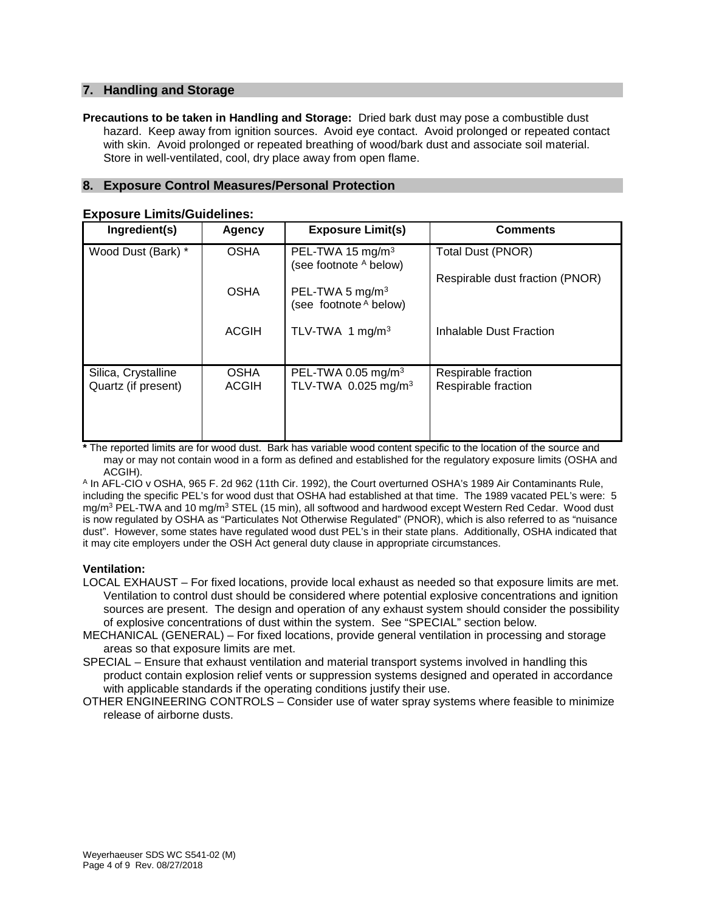## 7. Handling and Storage

**Precautions to be taken in Handling and Storage:** Dried bark dust may pose a combustible dust hazard. Keep away from ignition sources. Avoid eye contact. Avoid prolonged or repeated contact with skin. Avoid prolonged or repeated breathing of wood/bark dust and associate soil material. Store in well-ventilated, cool, dry place away from open flame.

## 8. Exposure Control Measures/Personal Protection

### Exposure Limits/Guidelines:

| Ingredient(s) | Agency | Exposure Limit(s) | Comments |
|---|---|---|---|
| Wood Dust (Bark) * | OSHA | PEL-TWA 15 $mg/m^3$ (see footnote [A] below) | Total Dust (PNOR) |
| | OSHA | PEL-TWA 5 $mg/m^3$ (see footnote [A] below) | Respirable dust fraction (PNOR) |
| | ACGIH | TLV-TWA 1 $mg/m^3$ | Inhalable Dust Fraction |
| Silica, Crystalline Quartz (if present) | OSHA | PEL-TWA 0.05 $mg/m^3$ | Respirable fraction |
| | ACGIH | TLV-TWA 0.025 $mg/m^3$ | Respirable fraction |

**\*** The reported limits are for wood dust. Bark has variable wood content specific to the location of the source and may or may not contain wood in a form as defined and established for the regulatory exposure limits (OSHA and ACGIH).

[A] In AFL-CIO v OSHA, 965 F. 2d 962 (11th Cir. 1992), the Court overturned OSHA's 1989 Air Contaminants Rule, including the specific PEL's for wood dust that OSHA had established at that time. The 1989 vacated PEL's were: 5 $mg/m^3$ PEL-TWA and 10 $mg/m^3$ STEL (15 min), all softwood and hardwood except Western Red Cedar. Wood dust is now regulated by OSHA as "Particulates Not Otherwise Regulated" (PNOR), which is also referred to as "nuisance dust". However, some states have regulated wood dust PEL's in their state plans. Additionally, OSHA indicated that it may cite employers under the OSH Act general duty clause in appropriate circumstances.

**Ventilation:**

LOCAL EXHAUST – For fixed locations, provide local exhaust as needed so that exposure limits are met. Ventilation to control dust should be considered where potential explosive concentrations and ignition sources are present. The design and operation of any exhaust system should consider the possibility of explosive concentrations of dust within the system. See "SPECIAL" section below.

MECHANICAL (GENERAL) – For fixed locations, provide general ventilation in processing and storage areas so that exposure limits are met.

SPECIAL – Ensure that exhaust ventilation and material transport systems involved in handling this product contain explosion relief vents or suppression systems designed and operated in accordance with applicable standards if the operating conditions justify their use.

OTHER ENGINEERING CONTROLS – Consider use of water spray systems where feasible to minimize release of airborne dusts.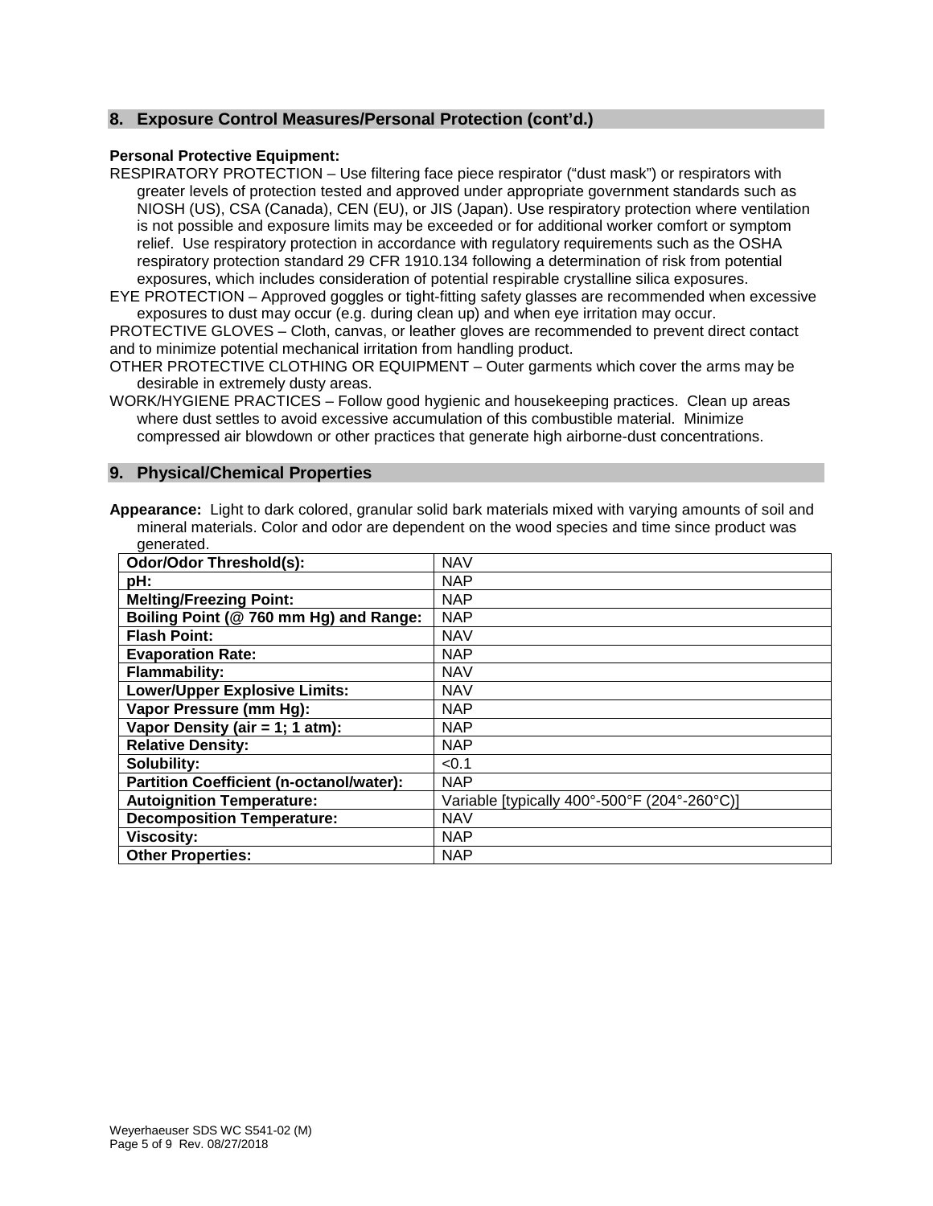## 8. Exposure Control Measures/Personal Protection (cont'd.)

**Personal Protective Equipment:**

RESPIRATORY PROTECTION – Use filtering face piece respirator ("dust mask") or respirators with greater levels of protection tested and approved under appropriate government standards such as NIOSH (US), CSA (Canada), CEN (EU), or JIS (Japan). Use respiratory protection where ventilation is not possible and exposure limits may be exceeded or for additional worker comfort or symptom relief. Use respiratory protection in accordance with regulatory requirements such as the OSHA respiratory protection standard 29 CFR 1910.134 following a determination of risk from potential exposures, which includes consideration of potential respirable crystalline silica exposures.

EYE PROTECTION – Approved goggles or tight-fitting safety glasses are recommended when excessive exposures to dust may occur (e.g. during clean up) and when eye irritation may occur.

PROTECTIVE GLOVES – Cloth, canvas, or leather gloves are recommended to prevent direct contact and to minimize potential mechanical irritation from handling product.

OTHER PROTECTIVE CLOTHING OR EQUIPMENT – Outer garments which cover the arms may be desirable in extremely dusty areas.

WORK/HYGIENE PRACTICES – Follow good hygienic and housekeeping practices. Clean up areas where dust settles to avoid excessive accumulation of this combustible material. Minimize compressed air blowdown or other practices that generate high airborne-dust concentrations.

## 9. Physical/Chemical Properties

**Appearance:** Light to dark colored, granular solid bark materials mixed with varying amounts of soil and mineral materials. Color and odor are dependent on the wood species and time since product was generated.

| | |
|---|---|
| **Odor/Odor Threshold(s):** | NAV |
| **pH:** | NAP |
| **Melting/Freezing Point:** | NAP |
| **Boiling Point (@ 760 mm Hg) and Range:** | NAP |
| **Flash Point:** | NAV |
| **Evaporation Rate:** | NAP |
| **Flammability:** | NAV |
| **Lower/Upper Explosive Limits:** | NAV |
| **Vapor Pressure (mm Hg):** | NAP |
| **Vapor Density (air = 1; 1 atm):** | NAP |
| **Relative Density:** | NAP |
| **Solubility:** | <0.1 |
| **Partition Coefficient (n-octanol/water):** | NAP |
| **Autoignition Temperature:** | Variable [typically 400°-500°F (204°-260°C)] |
| **Decomposition Temperature:** | NAV |
| **Viscosity:** | NAP |
| **Other Properties:** | NAP |

Weyerhaeuser SDS WC S541-02 (M)
Rev. 08/27/2018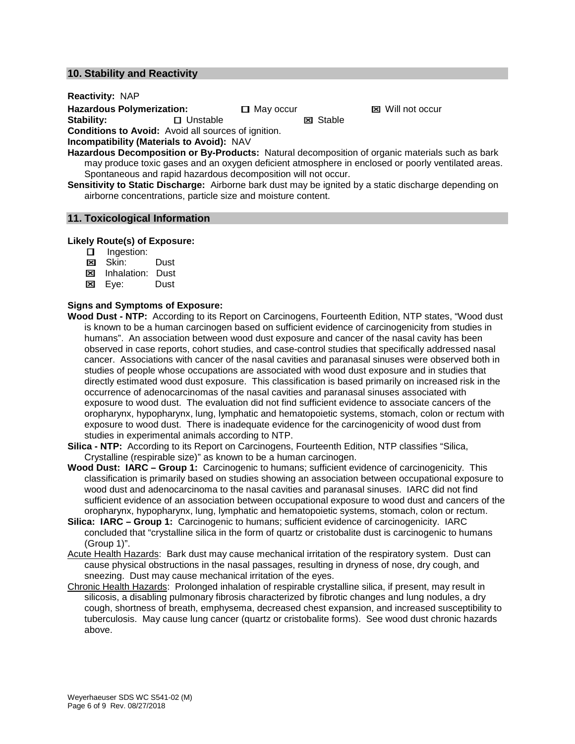## 10. Stability and Reactivity

**Reactivity:** NAP

**Hazardous Polymerization:** ☐ May occur ☒ Will not occur

**Stability:** ☐ Unstable ☒ Stable

**Conditions to Avoid:** Avoid all sources of ignition.

**Incompatibility (Materials to Avoid):** NAV

**Hazardous Decomposition or By-Products:** Natural decomposition of organic materials such as bark may produce toxic gases and an oxygen deficient atmosphere in enclosed or poorly ventilated areas. Spontaneous and rapid hazardous decomposition will not occur.

**Sensitivity to Static Discharge:** Airborne bark dust may be ignited by a static discharge depending on airborne concentrations, particle size and moisture content.

## 11. Toxicological Information

**Likely Route(s) of Exposure:**

- ☐ Ingestion:
- ☒ Skin: Dust
- ☒ Inhalation: Dust
- ☒ Eye: Dust

**Signs and Symptoms of Exposure:**

**Wood Dust - NTP:** According to its Report on Carcinogens, Fourteenth Edition, NTP states, "Wood dust is known to be a human carcinogen based on sufficient evidence of carcinogenicity from studies in humans". An association between wood dust exposure and cancer of the nasal cavity has been observed in case reports, cohort studies, and case-control studies that specifically addressed nasal cancer. Associations with cancer of the nasal cavities and paranasal sinuses were observed both in studies of people whose occupations are associated with wood dust exposure and in studies that directly estimated wood dust exposure. This classification is based primarily on increased risk in the occurrence of adenocarcinomas of the nasal cavities and paranasal sinuses associated with exposure to wood dust. The evaluation did not find sufficient evidence to associate cancers of the oropharynx, hypopharynx, lung, lymphatic and hematopoietic systems, stomach, colon or rectum with exposure to wood dust. There is inadequate evidence for the carcinogenicity of wood dust from studies in experimental animals according to NTP.

**Silica - NTP:** According to its Report on Carcinogens, Fourteenth Edition, NTP classifies "Silica, Crystalline (respirable size)" as known to be a human carcinogen.

**Wood Dust: IARC – Group 1:** Carcinogenic to humans; sufficient evidence of carcinogenicity. This classification is primarily based on studies showing an association between occupational exposure to wood dust and adenocarcinoma to the nasal cavities and paranasal sinuses. IARC did not find sufficient evidence of an association between occupational exposure to wood dust and cancers of the oropharynx, hypopharynx, lung, lymphatic and hematopoietic systems, stomach, colon or rectum.

**Silica: IARC – Group 1:** Carcinogenic to humans; sufficient evidence of carcinogenicity. IARC concluded that "crystalline silica in the form of quartz or cristobalite dust is carcinogenic to humans (Group 1)".

Acute Health Hazards: Bark dust may cause mechanical irritation of the respiratory system. Dust can cause physical obstructions in the nasal passages, resulting in dryness of nose, dry cough, and sneezing. Dust may cause mechanical irritation of the eyes.

Chronic Health Hazards: Prolonged inhalation of respirable crystalline silica, if present, may result in silicosis, a disabling pulmonary fibrosis characterized by fibrotic changes and lung nodules, a dry cough, shortness of breath, emphysema, decreased chest expansion, and increased susceptibility to tuberculosis. May cause lung cancer (quartz or cristobalite forms). See wood dust chronic hazards above.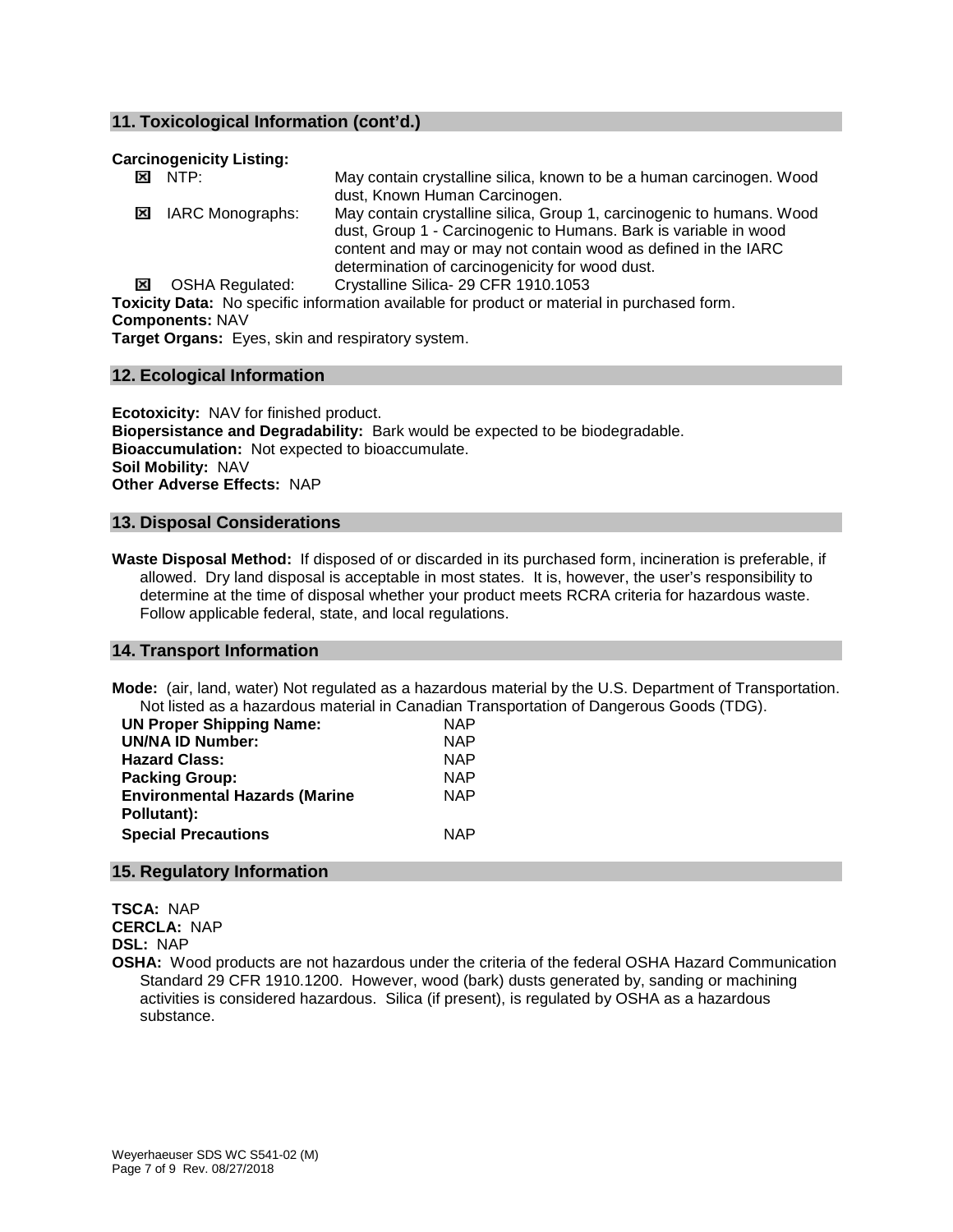## 11. Toxicological Information (cont'd.)

**Carcinogenicity Listing:**

| | | |
|---|---|---|
| ☒ | NTP: | May contain crystalline silica, known to be a human carcinogen. Wood dust, Known Human Carcinogen. |
| ☒ | IARC Monographs: | May contain crystalline silica, Group 1, carcinogenic to humans. Wood dust, Group 1 - Carcinogenic to Humans. Bark is variable in wood content and may or may not contain wood as defined in the IARC determination of carcinogenicity for wood dust. |
| ☒ | OSHA Regulated: | Crystalline Silica- 29 CFR 1910.1053 |

**Toxicity Data:** No specific information available for product or material in purchased form.

**Components:** NAV

**Target Organs:** Eyes, skin and respiratory system.

## 12. Ecological Information

**Ecotoxicity:** NAV for finished product.

**Biopersistance and Degradability:** Bark would be expected to be biodegradable.

**Bioaccumulation:** Not expected to bioaccumulate.

**Soil Mobility:** NAV

**Other Adverse Effects:** NAP

## 13. Disposal Considerations

**Waste Disposal Method:** If disposed of or discarded in its purchased form, incineration is preferable, if allowed. Dry land disposal is acceptable in most states. It is, however, the user's responsibility to determine at the time of disposal whether your product meets RCRA criteria for hazardous waste. Follow applicable federal, state, and local regulations.

## 14. Transport Information

**Mode:** (air, land, water) Not regulated as a hazardous material by the U.S. Department of Transportation. Not listed as a hazardous material in Canadian Transportation of Dangerous Goods (TDG).

| | |
|---|---|
| **UN Proper Shipping Name:** | NAP |
| **UN/NA ID Number:** | NAP |
| **Hazard Class:** | NAP |
| **Packing Group:** | NAP |
| **Environmental Hazards (Marine Pollutant):** | NAP |
| **Special Precautions** | NAP |

## 15. Regulatory Information

**TSCA:** NAP

**CERCLA:** NAP

**DSL:** NAP

**OSHA:** Wood products are not hazardous under the criteria of the federal OSHA Hazard Communication Standard 29 CFR 1910.1200. However, wood (bark) dusts generated by, sanding or machining activities is considered hazardous. Silica (if present), is regulated by OSHA as a hazardous substance.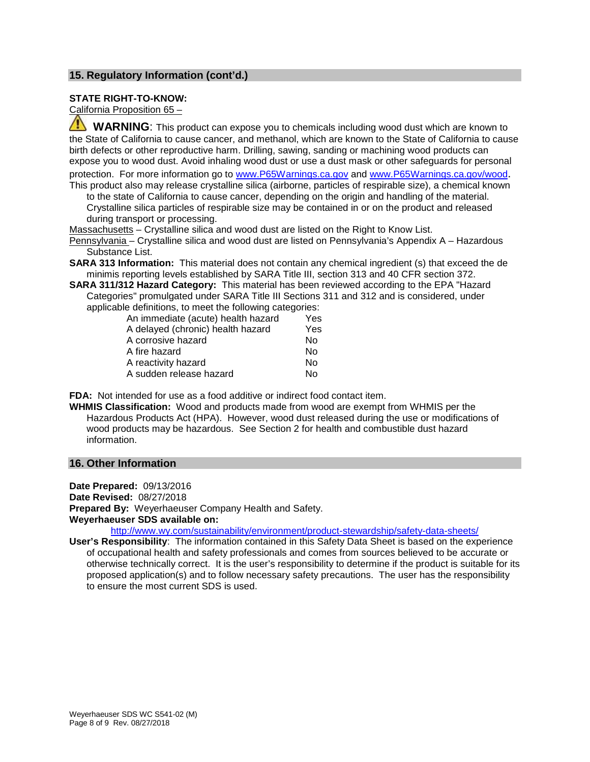## 15. Regulatory Information (cont'd.)

**STATE RIGHT-TO-KNOW:**

California Proposition 65 –

⚠ **WARNING**: This product can expose you to chemicals including wood dust which are known to the State of California to cause cancer, and methanol, which are known to the State of California to cause birth defects or other reproductive harm. Drilling, sawing, sanding or machining wood products can expose you to wood dust. Avoid inhaling wood dust or use a dust mask or other safeguards for personal protection. For more information go to www.P65Warnings.ca.gov and www.P65Warnings.ca.gov/wood.

This product also may release crystalline silica (airborne, particles of respirable size), a chemical known to the state of California to cause cancer, depending on the origin and handling of the material. Crystalline silica particles of respirable size may be contained in or on the product and released during transport or processing.

Massachusetts – Crystalline silica and wood dust are listed on the Right to Know List.

Pennsylvania – Crystalline silica and wood dust are listed on Pennsylvania's Appendix A – Hazardous Substance List.

**SARA 313 Information:** This material does not contain any chemical ingredient (s) that exceed the de minimis reporting levels established by SARA Title III, section 313 and 40 CFR section 372.

**SARA 311/312 Hazard Category:** This material has been reviewed according to the EPA "Hazard Categories" promulgated under SARA Title III Sections 311 and 312 and is considered, under applicable definitions, to meet the following categories:

| Category | |
|---|---|
| An immediate (acute) health hazard | Yes |
| A delayed (chronic) health hazard | Yes |
| A corrosive hazard | No |
| A fire hazard | No |
| A reactivity hazard | No |
| A sudden release hazard | No |

**FDA:** Not intended for use as a food additive or indirect food contact item.

**WHMIS Classification:** Wood and products made from wood are exempt from WHMIS per the Hazardous Products Act (HPA). However, wood dust released during the use or modifications of wood products may be hazardous. See Section 2 for health and combustible dust hazard information.

## 16. Other Information

**Date Prepared:** 09/13/2016

**Date Revised:** 08/27/2018

**Prepared By:** Weyerhaeuser Company Health and Safety.

**Weyerhaeuser SDS available on:**

http://www.wy.com/sustainability/environment/product-stewardship/safety-data-sheets/

**User's Responsibility**: The information contained in this Safety Data Sheet is based on the experience of occupational health and safety professionals and comes from sources believed to be accurate or otherwise technically correct. It is the user's responsibility to determine if the product is suitable for its proposed application(s) and to follow necessary safety precautions. The user has the responsibility to ensure the most current SDS is used.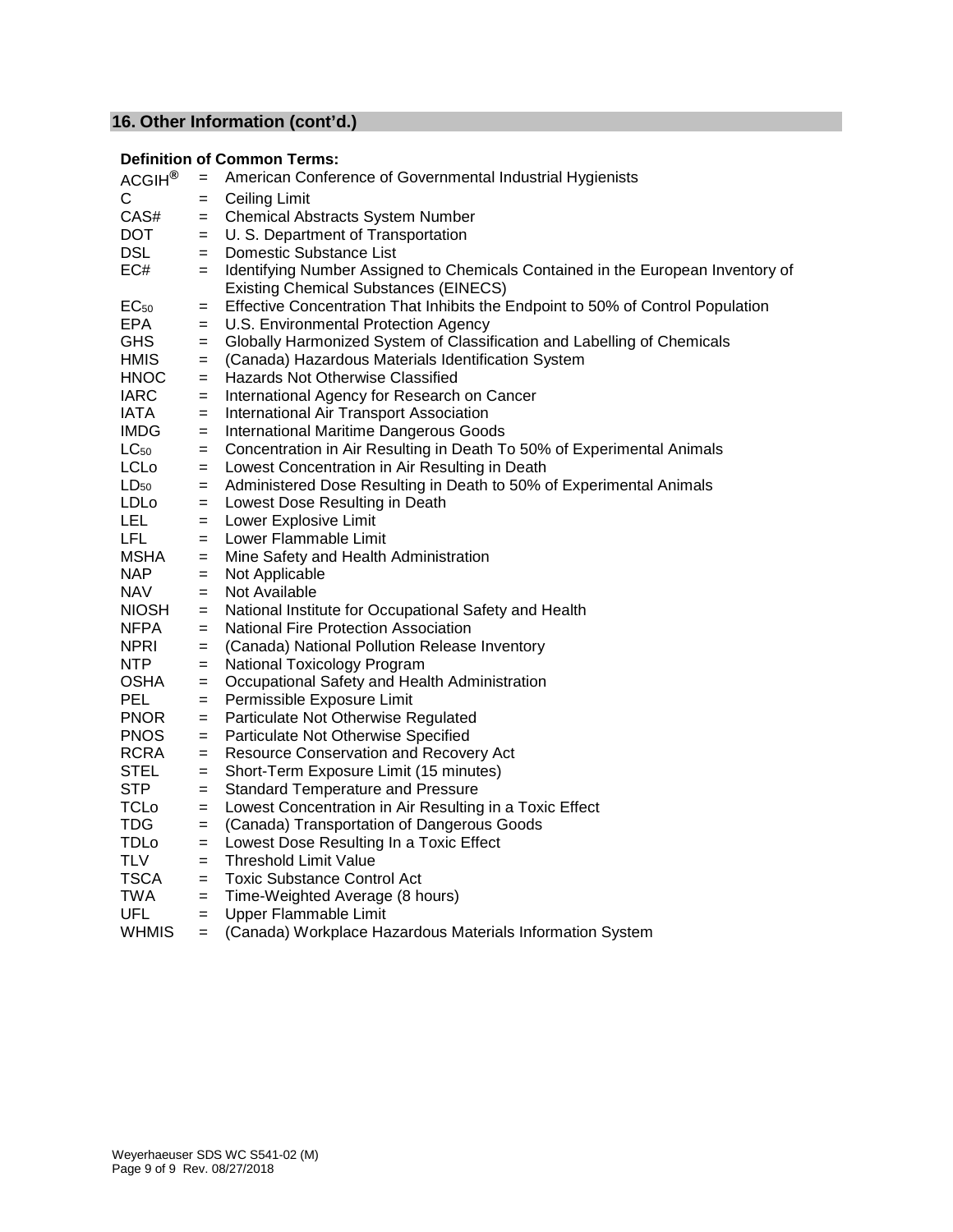## 16. Other Information (cont'd.)

**Definition of Common Terms:**

| | | |
|---|---|---|
| ACGIH® | = | American Conference of Governmental Industrial Hygienists |
| C | = | Ceiling Limit |
| CAS# | = | Chemical Abstracts System Number |
| DOT | = | U. S. Department of Transportation |
| DSL | = | Domestic Substance List |
| EC# | = | Identifying Number Assigned to Chemicals Contained in the European Inventory of Existing Chemical Substances (EINECS) |
| $EC_{50}$ | = | Effective Concentration That Inhibits the Endpoint to 50% of Control Population |
| EPA | = | U.S. Environmental Protection Agency |
| GHS | = | Globally Harmonized System of Classification and Labelling of Chemicals |
| HMIS | = | (Canada) Hazardous Materials Identification System |
| HNOC | = | Hazards Not Otherwise Classified |
| IARC | = | International Agency for Research on Cancer |
| IATA | = | International Air Transport Association |
| IMDG | = | International Maritime Dangerous Goods |
| $LC_{50}$ | = | Concentration in Air Resulting in Death To 50% of Experimental Animals |
| LCLo | = | Lowest Concentration in Air Resulting in Death |
| $LD_{50}$ | = | Administered Dose Resulting in Death to 50% of Experimental Animals |
| LDLo | = | Lowest Dose Resulting in Death |
| LEL | = | Lower Explosive Limit |
| LFL | = | Lower Flammable Limit |
| MSHA | = | Mine Safety and Health Administration |
| NAP | = | Not Applicable |
| NAV | = | Not Available |
| NIOSH | = | National Institute for Occupational Safety and Health |
| NFPA | = | National Fire Protection Association |
| NPRI | = | (Canada) National Pollution Release Inventory |
| NTP | = | National Toxicology Program |
| OSHA | = | Occupational Safety and Health Administration |
| PEL | = | Permissible Exposure Limit |
| PNOR | = | Particulate Not Otherwise Regulated |
| PNOS | = | Particulate Not Otherwise Specified |
| RCRA | = | Resource Conservation and Recovery Act |
| STEL | = | Short-Term Exposure Limit (15 minutes) |
| STP | = | Standard Temperature and Pressure |
| TCLo | = | Lowest Concentration in Air Resulting in a Toxic Effect |
| TDG | = | (Canada) Transportation of Dangerous Goods |
| TDLo | = | Lowest Dose Resulting In a Toxic Effect |
| TLV | = | Threshold Limit Value |
| TSCA | = | Toxic Substance Control Act |
| TWA | = | Time-Weighted Average (8 hours) |
| UFL | = | Upper Flammable Limit |
| WHMIS | = | (Canada) Workplace Hazardous Materials Information System |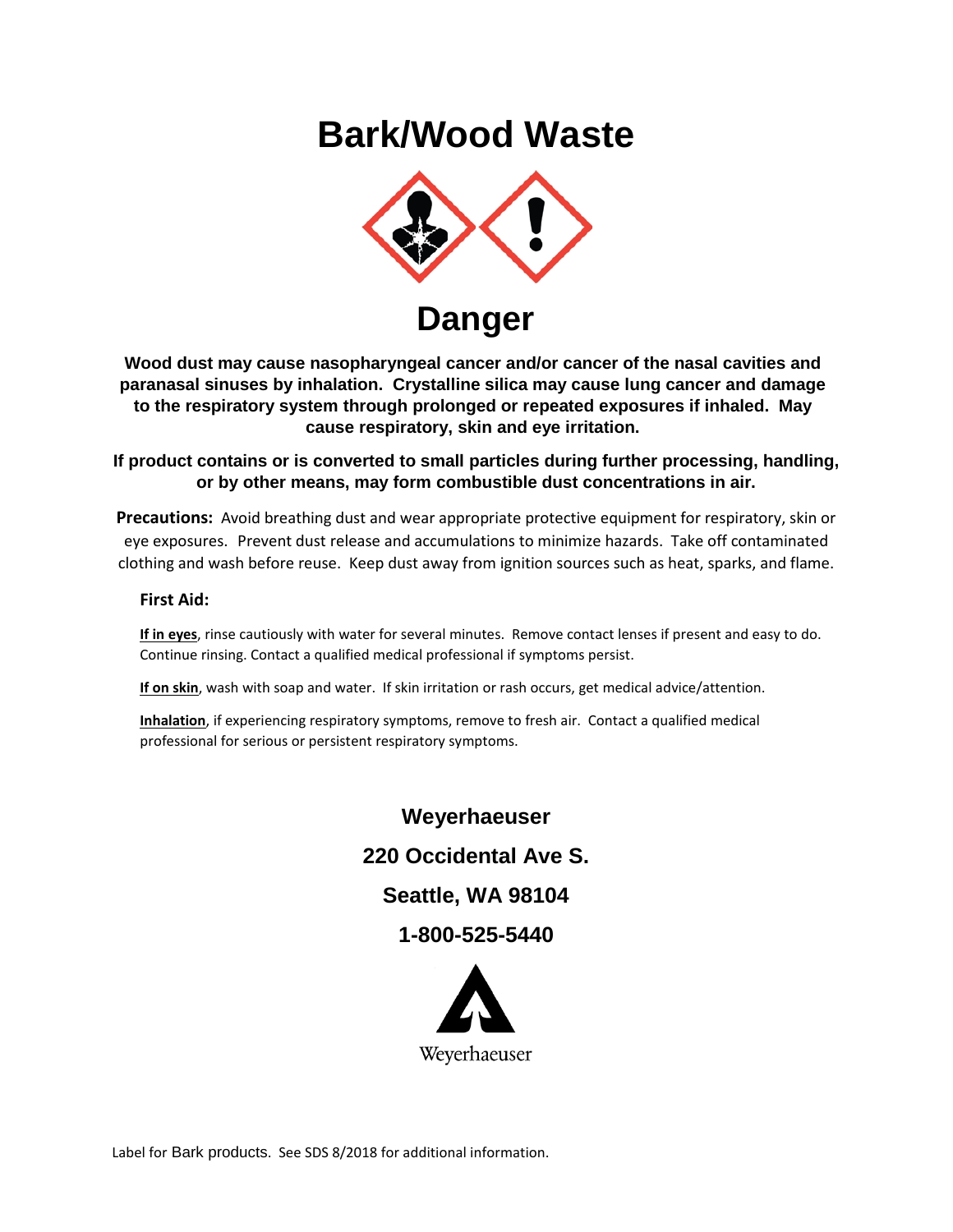# Bark/Wood Waste

## Danger

**Wood dust may cause nasopharyngeal cancer and/or cancer of the nasal cavities and paranasal sinuses by inhalation. Crystalline silica may cause lung cancer and damage to the respiratory system through prolonged or repeated exposures if inhaled. May cause respiratory, skin and eye irritation.**

**If product contains or is converted to small particles during further processing, handling, or by other means, may form combustible dust concentrations in air.**

**Precautions:** Avoid breathing dust and wear appropriate protective equipment for respiratory, skin or eye exposures. Prevent dust release and accumulations to minimize hazards. Take off contaminated clothing and wash before reuse. Keep dust away from ignition sources such as heat, sparks, and flame.

**First Aid:**

**If in eyes**, rinse cautiously with water for several minutes. Remove contact lenses if present and easy to do. Continue rinsing. Contact a qualified medical professional if symptoms persist.

**If on skin**, wash with soap and water. If skin irritation or rash occurs, get medical advice/attention.

**Inhalation**, if experiencing respiratory symptoms, remove to fresh air. Contact a qualified medical professional for serious or persistent respiratory symptoms.

**Weyerhaeuser**

**220 Occidental Ave S.**

**Seattle, WA 98104**

**1-800-525-5440**

Weyerhaeuser

Label for Bark products. See SDS 8/2018 for additional information.